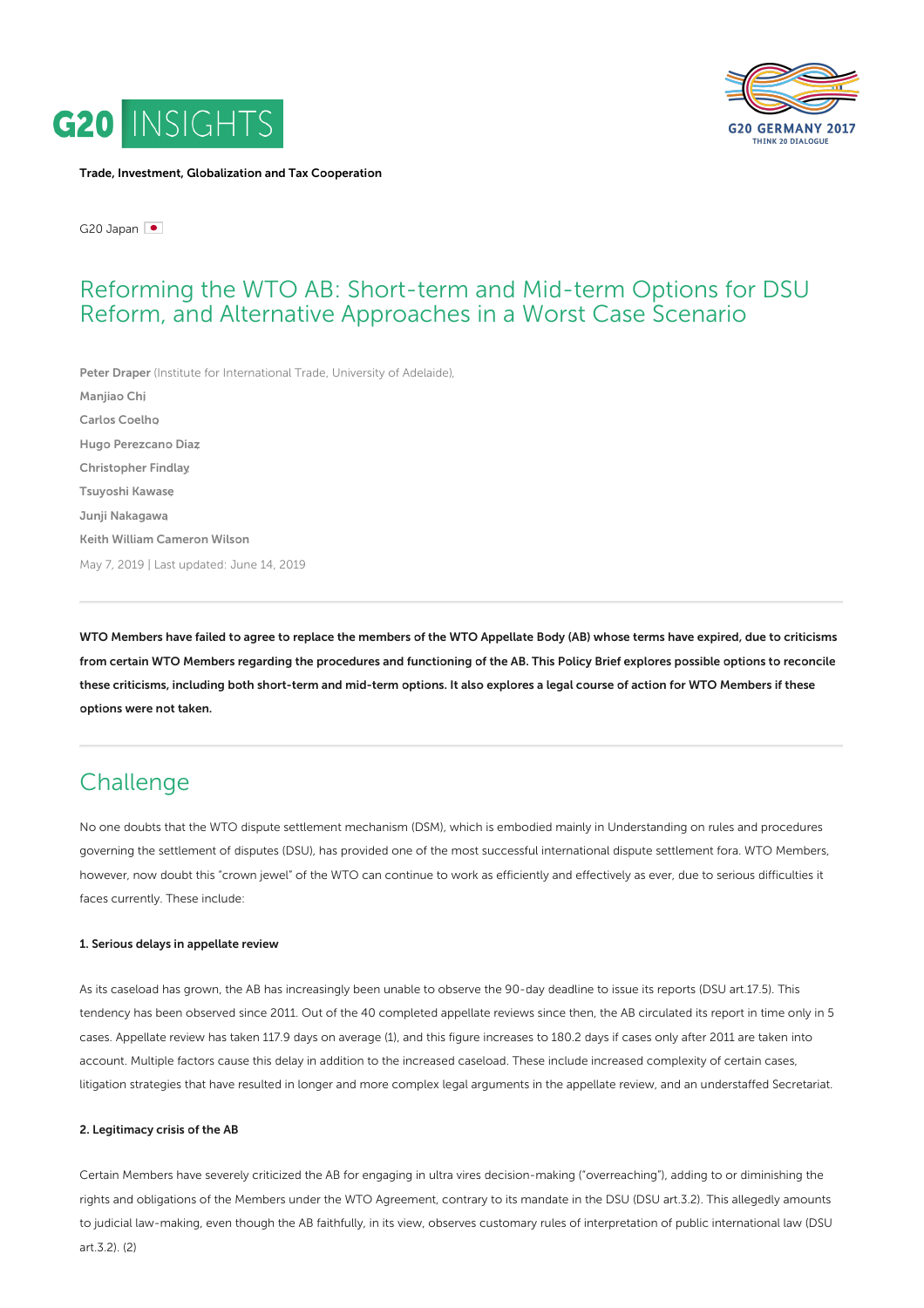G20 INSIGHTS

G20 GERMANY 2017
THINK 20 DIALOGUE

**Trade, Investment, Globalization and Tax Cooperation**

G20 Japan

# Reforming the WTO AB: Short-term and Mid-term Options for DSU Reform, and Alternative Approaches in a Worst Case Scenario

**Peter Draper** (Institute for International Trade, University of Adelaide),

**Manjiao Chi**

**Carlos Coelho**

**Hugo Perezcano Diaz**

**Christopher Findlay**

**Tsuyoshi Kawase**

**Junji Nakagawa**

**Keith William Cameron Wilson**

May 7, 2019 | Last updated: June 14, 2019

---

**WTO Members have failed to agree to replace the members of the WTO Appellate Body (AB) whose terms have expired, due to criticisms from certain WTO Members regarding the procedures and functioning of the AB. This Policy Brief explores possible options to reconcile these criticisms, including both short-term and mid-term options. It also explores a legal course of action for WTO Members if these options were not taken.**

---

## Challenge

No one doubts that the WTO dispute settlement mechanism (DSM), which is embodied mainly in Understanding on rules and procedures governing the settlement of disputes (DSU), has provided one of the most successful international dispute settlement fora. WTO Members, however, now doubt this "crown jewel" of the WTO can continue to work as efficiently and effectively as ever, due to serious difficulties it faces currently. These include:

#### 1. Serious delays in appellate review

As its caseload has grown, the AB has increasingly been unable to observe the 90-day deadline to issue its reports (DSU art.17.5). This tendency has been observed since 2011. Out of the 40 completed appellate reviews since then, the AB circulated its report in time only in 5 cases. Appellate review has taken 117.9 days on average (1), and this figure increases to 180.2 days if cases only after 2011 are taken into account. Multiple factors cause this delay in addition to the increased caseload. These include increased complexity of certain cases, litigation strategies that have resulted in longer and more complex legal arguments in the appellate review, and an understaffed Secretariat.

#### 2. Legitimacy crisis of the AB

Certain Members have severely criticized the AB for engaging in ultra vires decision-making ("overreaching"), adding to or diminishing the rights and obligations of the Members under the WTO Agreement, contrary to its mandate in the DSU (DSU art.3.2). This allegedly amounts to judicial law-making, even though the AB faithfully, in its view, observes customary rules of interpretation of public international law (DSU art.3.2). (2)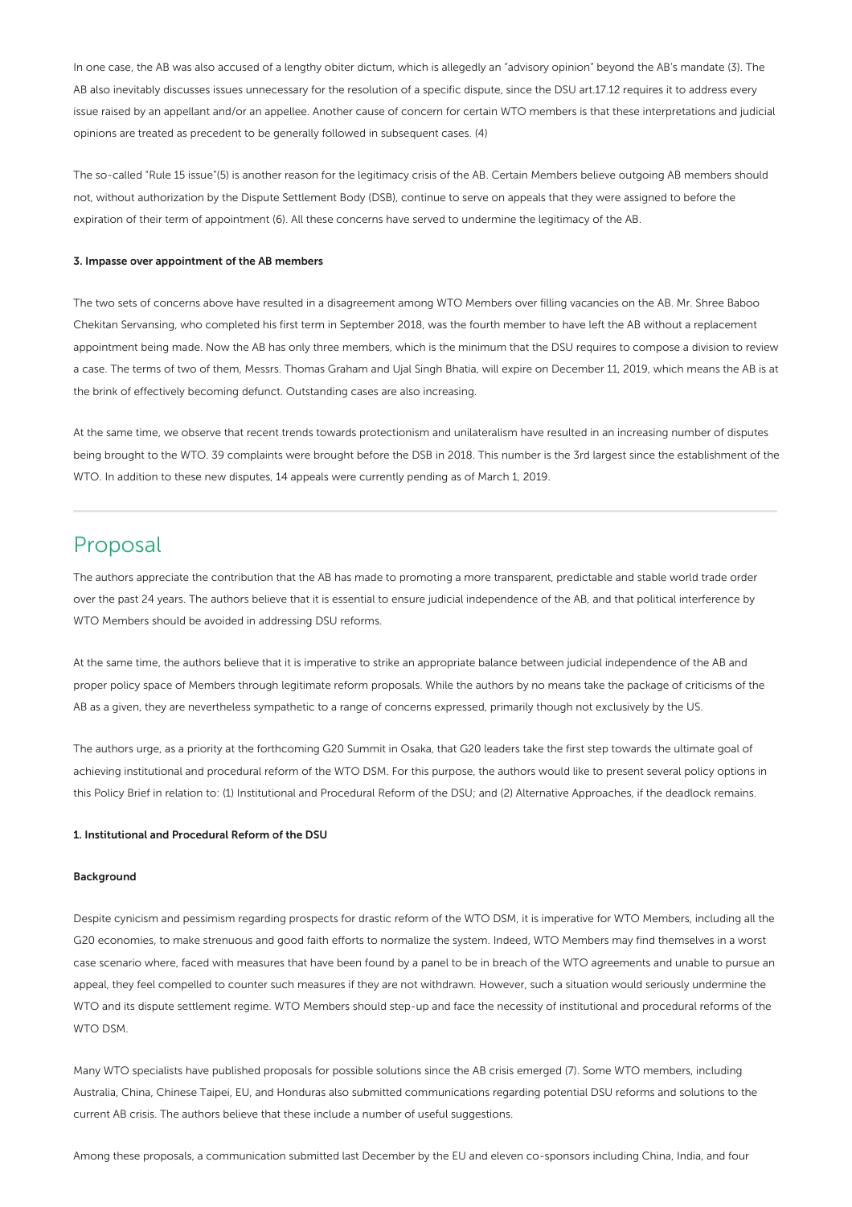In one case, the AB was also accused of a lengthy obiter dictum, which is allegedly an "advisory opinion" beyond the AB's mandate (3). The AB also inevitably discusses issues unnecessary for the resolution of a specific dispute, since the DSU art.17.12 requires it to address every issue raised by an appellant and/or an appellee. Another cause of concern for certain WTO members is that these interpretations and judicial opinions are treated as precedent to be generally followed in subsequent cases. (4)

The so-called "Rule 15 issue"(5) is another reason for the legitimacy crisis of the AB. Certain Members believe outgoing AB members should not, without authorization by the Dispute Settlement Body (DSB), continue to serve on appeals that they were assigned to before the expiration of their term of appointment (6). All these concerns have served to undermine the legitimacy of the AB.

#### 3. Impasse over appointment of the AB members

The two sets of concerns above have resulted in a disagreement among WTO Members over filling vacancies on the AB. Mr. Shree Baboo Chekitan Servansing, who completed his first term in September 2018, was the fourth member to have left the AB without a replacement appointment being made. Now the AB has only three members, which is the minimum that the DSU requires to compose a division to review a case. The terms of two of them, Messrs. Thomas Graham and Ujal Singh Bhatia, will expire on December 11, 2019, which means the AB is at the brink of effectively becoming defunct. Outstanding cases are also increasing.

At the same time, we observe that recent trends towards protectionism and unilateralism have resulted in an increasing number of disputes being brought to the WTO. 39 complaints were brought before the DSB in 2018. This number is the 3rd largest since the establishment of the WTO. In addition to these new disputes, 14 appeals were currently pending as of March 1, 2019.

---

## Proposal

The authors appreciate the contribution that the AB has made to promoting a more transparent, predictable and stable world trade order over the past 24 years. The authors believe that it is essential to ensure judicial independence of the AB, and that political interference by WTO Members should be avoided in addressing DSU reforms.

At the same time, the authors believe that it is imperative to strike an appropriate balance between judicial independence of the AB and proper policy space of Members through legitimate reform proposals. While the authors by no means take the package of criticisms of the AB as a given, they are nevertheless sympathetic to a range of concerns expressed, primarily though not exclusively by the US.

The authors urge, as a priority at the forthcoming G20 Summit in Osaka, that G20 leaders take the first step towards the ultimate goal of achieving institutional and procedural reform of the WTO DSM. For this purpose, the authors would like to present several policy options in this Policy Brief in relation to: (1) Institutional and Procedural Reform of the DSU; and (2) Alternative Approaches, if the deadlock remains.

#### 1. Institutional and Procedural Reform of the DSU

#### Background

Despite cynicism and pessimism regarding prospects for drastic reform of the WTO DSM, it is imperative for WTO Members, including all the G20 economies, to make strenuous and good faith efforts to normalize the system. Indeed, WTO Members may find themselves in a worst case scenario where, faced with measures that have been found by a panel to be in breach of the WTO agreements and unable to pursue an appeal, they feel compelled to counter such measures if they are not withdrawn. However, such a situation would seriously undermine the WTO and its dispute settlement regime. WTO Members should step-up and face the necessity of institutional and procedural reforms of the WTO DSM.

Many WTO specialists have published proposals for possible solutions since the AB crisis emerged (7). Some WTO members, including Australia, China, Chinese Taipei, EU, and Honduras also submitted communications regarding potential DSU reforms and solutions to the current AB crisis. The authors believe that these include a number of useful suggestions.

Among these proposals, a communication submitted last December by the EU and eleven co-sponsors including China, India, and four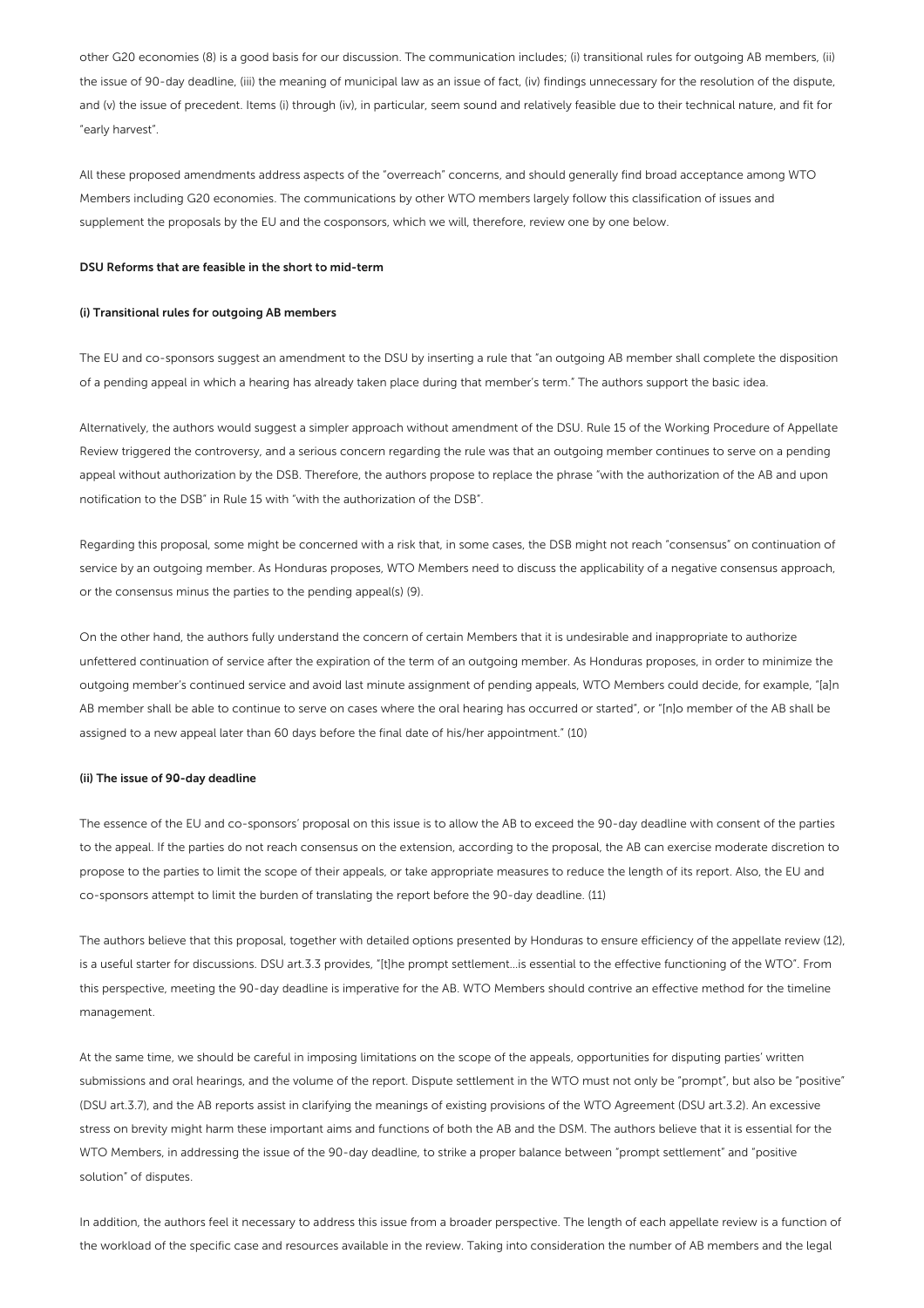other G20 economies (8) is a good basis for our discussion. The communication includes; (i) transitional rules for outgoing AB members, (ii) the issue of 90-day deadline, (iii) the meaning of municipal law as an issue of fact, (iv) findings unnecessary for the resolution of the dispute, and (v) the issue of precedent. Items (i) through (iv), in particular, seem sound and relatively feasible due to their technical nature, and fit for "early harvest".

All these proposed amendments address aspects of the "overreach" concerns, and should generally find broad acceptance among WTO Members including G20 economies. The communications by other WTO members largely follow this classification of issues and supplement the proposals by the EU and the cosponsors, which we will, therefore, review one by one below.

**DSU Reforms that are feasible in the short to mid-term**

**(i) Transitional rules for outgoing AB members**

The EU and co-sponsors suggest an amendment to the DSU by inserting a rule that "an outgoing AB member shall complete the disposition of a pending appeal in which a hearing has already taken place during that member's term." The authors support the basic idea.

Alternatively, the authors would suggest a simpler approach without amendment of the DSU. Rule 15 of the Working Procedure of Appellate Review triggered the controversy, and a serious concern regarding the rule was that an outgoing member continues to serve on a pending appeal without authorization by the DSB. Therefore, the authors propose to replace the phrase "with the authorization of the AB and upon notification to the DSB" in Rule 15 with "with the authorization of the DSB".

Regarding this proposal, some might be concerned with a risk that, in some cases, the DSB might not reach "consensus" on continuation of service by an outgoing member. As Honduras proposes, WTO Members need to discuss the applicability of a negative consensus approach, or the consensus minus the parties to the pending appeal(s) (9).

On the other hand, the authors fully understand the concern of certain Members that it is undesirable and inappropriate to authorize unfettered continuation of service after the expiration of the term of an outgoing member. As Honduras proposes, in order to minimize the outgoing member's continued service and avoid last minute assignment of pending appeals, WTO Members could decide, for example, "[a]n AB member shall be able to continue to serve on cases where the oral hearing has occurred or started", or "[n]o member of the AB shall be assigned to a new appeal later than 60 days before the final date of his/her appointment." (10)

**(ii) The issue of 90-day deadline**

The essence of the EU and co-sponsors' proposal on this issue is to allow the AB to exceed the 90-day deadline with consent of the parties to the appeal. If the parties do not reach consensus on the extension, according to the proposal, the AB can exercise moderate discretion to propose to the parties to limit the scope of their appeals, or take appropriate measures to reduce the length of its report. Also, the EU and co-sponsors attempt to limit the burden of translating the report before the 90-day deadline. (11)

The authors believe that this proposal, together with detailed options presented by Honduras to ensure efficiency of the appellate review (12), is a useful starter for discussions. DSU art.3.3 provides, "[t]he prompt settlement…is essential to the effective functioning of the WTO". From this perspective, meeting the 90-day deadline is imperative for the AB. WTO Members should contrive an effective method for the timeline management.

At the same time, we should be careful in imposing limitations on the scope of the appeals, opportunities for disputing parties' written submissions and oral hearings, and the volume of the report. Dispute settlement in the WTO must not only be "prompt", but also be "positive" (DSU art.3.7), and the AB reports assist in clarifying the meanings of existing provisions of the WTO Agreement (DSU art.3.2). An excessive stress on brevity might harm these important aims and functions of both the AB and the DSM. The authors believe that it is essential for the WTO Members, in addressing the issue of the 90-day deadline, to strike a proper balance between "prompt settlement" and "positive solution" of disputes.

In addition, the authors feel it necessary to address this issue from a broader perspective. The length of each appellate review is a function of the workload of the specific case and resources available in the review. Taking into consideration the number of AB members and the legal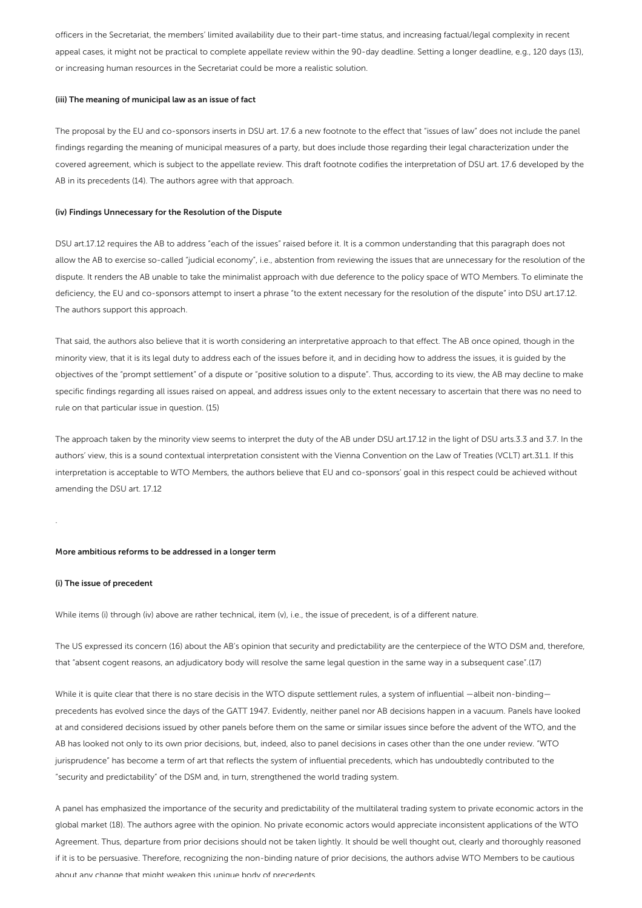officers in the Secretariat, the members' limited availability due to their part-time status, and increasing factual/legal complexity in recent appeal cases, it might not be practical to complete appellate review within the 90-day deadline. Setting a longer deadline, e.g., 120 days (13), or increasing human resources in the Secretariat could be more a realistic solution.

#### (iii) The meaning of municipal law as an issue of fact

The proposal by the EU and co-sponsors inserts in DSU art. 17.6 a new footnote to the effect that "issues of law" does not include the panel findings regarding the meaning of municipal measures of a party, but does include those regarding their legal characterization under the covered agreement, which is subject to the appellate review. This draft footnote codifies the interpretation of DSU art. 17.6 developed by the AB in its precedents (14). The authors agree with that approach.

#### (iv) Findings Unnecessary for the Resolution of the Dispute

DSU art.17.12 requires the AB to address "each of the issues" raised before it. It is a common understanding that this paragraph does not allow the AB to exercise so-called "judicial economy", i.e., abstention from reviewing the issues that are unnecessary for the resolution of the dispute. It renders the AB unable to take the minimalist approach with due deference to the policy space of WTO Members. To eliminate the deficiency, the EU and co-sponsors attempt to insert a phrase "to the extent necessary for the resolution of the dispute" into DSU art.17.12. The authors support this approach.

That said, the authors also believe that it is worth considering an interpretative approach to that effect. The AB once opined, though in the minority view, that it is its legal duty to address each of the issues before it, and in deciding how to address the issues, it is guided by the objectives of the "prompt settlement" of a dispute or "positive solution to a dispute". Thus, according to its view, the AB may decline to make specific findings regarding all issues raised on appeal, and address issues only to the extent necessary to ascertain that there was no need to rule on that particular issue in question. (15)

The approach taken by the minority view seems to interpret the duty of the AB under DSU art.17.12 in the light of DSU arts.3.3 and 3.7. In the authors' view, this is a sound contextual interpretation consistent with the Vienna Convention on the Law of Treaties (VCLT) art.31.1. If this interpretation is acceptable to WTO Members, the authors believe that EU and co-sponsors' goal in this respect could be achieved without amending the DSU art. 17.12

.

#### More ambitious reforms to be addressed in a longer term

#### (i) The issue of precedent

While items (i) through (iv) above are rather technical, item (v), i.e., the issue of precedent, is of a different nature.

The US expressed its concern (16) about the AB's opinion that security and predictability are the centerpiece of the WTO DSM and, therefore, that "absent cogent reasons, an adjudicatory body will resolve the same legal question in the same way in a subsequent case".(17)

While it is quite clear that there is no stare decisis in the WTO dispute settlement rules, a system of influential —albeit non-binding— precedents has evolved since the days of the GATT 1947. Evidently, neither panel nor AB decisions happen in a vacuum. Panels have looked at and considered decisions issued by other panels before them on the same or similar issues since before the advent of the WTO, and the AB has looked not only to its own prior decisions, but, indeed, also to panel decisions in cases other than the one under review. "WTO jurisprudence" has become a term of art that reflects the system of influential precedents, which has undoubtedly contributed to the "security and predictability" of the DSM and, in turn, strengthened the world trading system.

A panel has emphasized the importance of the security and predictability of the multilateral trading system to private economic actors in the global market (18). The authors agree with the opinion. No private economic actors would appreciate inconsistent applications of the WTO Agreement. Thus, departure from prior decisions should not be taken lightly. It should be well thought out, clearly and thoroughly reasoned if it is to be persuasive. Therefore, recognizing the non-binding nature of prior decisions, the authors advise WTO Members to be cautious about any change that might weaken this unique body of precedents.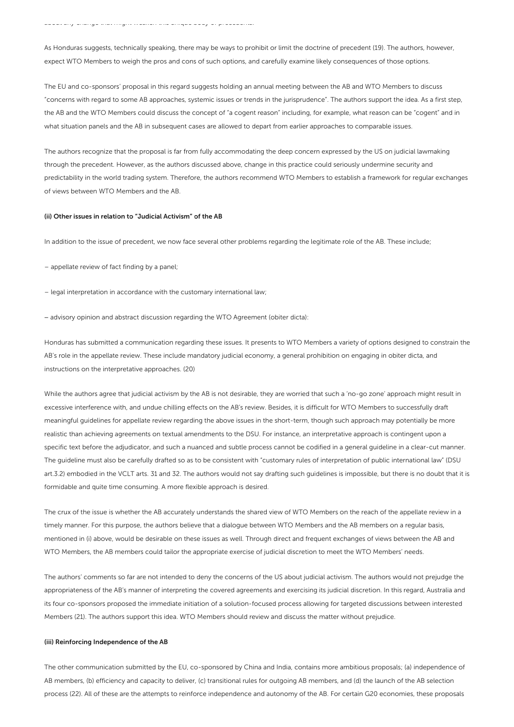about any change that might weaken this unique body of precedents.

As Honduras suggests, technically speaking, there may be ways to prohibit or limit the doctrine of precedent (19). The authors, however, expect WTO Members to weigh the pros and cons of such options, and carefully examine likely consequences of those options.

The EU and co-sponsors' proposal in this regard suggests holding an annual meeting between the AB and WTO Members to discuss "concerns with regard to some AB approaches, systemic issues or trends in the jurisprudence". The authors support the idea. As a first step, the AB and the WTO Members could discuss the concept of "a cogent reason" including, for example, what reason can be "cogent" and in what situation panels and the AB in subsequent cases are allowed to depart from earlier approaches to comparable issues.

The authors recognize that the proposal is far from fully accommodating the deep concern expressed by the US on judicial lawmaking through the precedent. However, as the authors discussed above, change in this practice could seriously undermine security and predictability in the world trading system. Therefore, the authors recommend WTO Members to establish a framework for regular exchanges of views between WTO Members and the AB.

#### (ii) Other issues in relation to "Judicial Activism" of the AB

In addition to the issue of precedent, we now face several other problems regarding the legitimate role of the AB. These include;

– appellate review of fact finding by a panel;

– legal interpretation in accordance with the customary international law;

– advisory opinion and abstract discussion regarding the WTO Agreement (obiter dicta):

Honduras has submitted a communication regarding these issues. It presents to WTO Members a variety of options designed to constrain the AB's role in the appellate review. These include mandatory judicial economy, a general prohibition on engaging in obiter dicta, and instructions on the interpretative approaches. (20)

While the authors agree that judicial activism by the AB is not desirable, they are worried that such a 'no-go zone' approach might result in excessive interference with, and undue chilling effects on the AB's review. Besides, it is difficult for WTO Members to successfully draft meaningful guidelines for appellate review regarding the above issues in the short-term, though such approach may potentially be more realistic than achieving agreements on textual amendments to the DSU. For instance, an interpretative approach is contingent upon a specific text before the adjudicator, and such a nuanced and subtle process cannot be codified in a general guideline in a clear-cut manner. The guideline must also be carefully drafted so as to be consistent with "customary rules of interpretation of public international law" (DSU art.3.2) embodied in the VCLT arts. 31 and 32. The authors would not say drafting such guidelines is impossible, but there is no doubt that it is formidable and quite time consuming. A more flexible approach is desired.

The crux of the issue is whether the AB accurately understands the shared view of WTO Members on the reach of the appellate review in a timely manner. For this purpose, the authors believe that a dialogue between WTO Members and the AB members on a regular basis, mentioned in (i) above, would be desirable on these issues as well. Through direct and frequent exchanges of views between the AB and WTO Members, the AB members could tailor the appropriate exercise of judicial discretion to meet the WTO Members' needs.

The authors' comments so far are not intended to deny the concerns of the US about judicial activism. The authors would not prejudge the appropriateness of the AB's manner of interpreting the covered agreements and exercising its judicial discretion. In this regard, Australia and its four co-sponsors proposed the immediate initiation of a solution-focused process allowing for targeted discussions between interested Members (21). The authors support this idea. WTO Members should review and discuss the matter without prejudice.

#### (iii) Reinforcing Independence of the AB

The other communication submitted by the EU, co-sponsored by China and India, contains more ambitious proposals; (a) independence of AB members, (b) efficiency and capacity to deliver, (c) transitional rules for outgoing AB members, and (d) the launch of the AB selection process (22). All of these are the attempts to reinforce independence and autonomy of the AB. For certain G20 economies, these proposals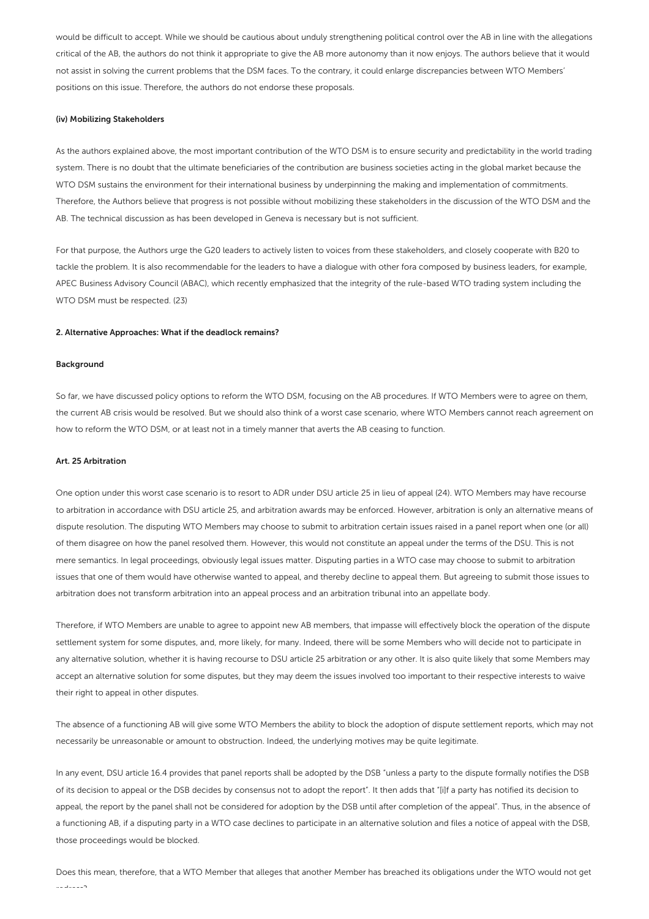would be difficult to accept. While we should be cautious about unduly strengthening political control over the AB in line with the allegations critical of the AB, the authors do not think it appropriate to give the AB more autonomy than it now enjoys. The authors believe that it would not assist in solving the current problems that the DSM faces. To the contrary, it could enlarge discrepancies between WTO Members' positions on this issue. Therefore, the authors do not endorse these proposals.

#### (iv) Mobilizing Stakeholders

As the authors explained above, the most important contribution of the WTO DSM is to ensure security and predictability in the world trading system. There is no doubt that the ultimate beneficiaries of the contribution are business societies acting in the global market because the WTO DSM sustains the environment for their international business by underpinning the making and implementation of commitments. Therefore, the Authors believe that progress is not possible without mobilizing these stakeholders in the discussion of the WTO DSM and the AB. The technical discussion as has been developed in Geneva is necessary but is not sufficient.

For that purpose, the Authors urge the G20 leaders to actively listen to voices from these stakeholders, and closely cooperate with B20 to tackle the problem. It is also recommendable for the leaders to have a dialogue with other fora composed by business leaders, for example, APEC Business Advisory Council (ABAC), which recently emphasized that the integrity of the rule-based WTO trading system including the WTO DSM must be respected. (23)

### 2. Alternative Approaches: What if the deadlock remains?

#### Background

So far, we have discussed policy options to reform the WTO DSM, focusing on the AB procedures. If WTO Members were to agree on them, the current AB crisis would be resolved. But we should also think of a worst case scenario, where WTO Members cannot reach agreement on how to reform the WTO DSM, or at least not in a timely manner that averts the AB ceasing to function.

#### Art. 25 Arbitration

One option under this worst case scenario is to resort to ADR under DSU article 25 in lieu of appeal (24). WTO Members may have recourse to arbitration in accordance with DSU article 25, and arbitration awards may be enforced. However, arbitration is only an alternative means of dispute resolution. The disputing WTO Members may choose to submit to arbitration certain issues raised in a panel report when one (or all) of them disagree on how the panel resolved them. However, this would not constitute an appeal under the terms of the DSU. This is not mere semantics. In legal proceedings, obviously legal issues matter. Disputing parties in a WTO case may choose to submit to arbitration issues that one of them would have otherwise wanted to appeal, and thereby decline to appeal them. But agreeing to submit those issues to arbitration does not transform arbitration into an appeal process and an arbitration tribunal into an appellate body.

Therefore, if WTO Members are unable to agree to appoint new AB members, that impasse will effectively block the operation of the dispute settlement system for some disputes, and, more likely, for many. Indeed, there will be some Members who will decide not to participate in any alternative solution, whether it is having recourse to DSU article 25 arbitration or any other. It is also quite likely that some Members may accept an alternative solution for some disputes, but they may deem the issues involved too important to their respective interests to waive their right to appeal in other disputes.

The absence of a functioning AB will give some WTO Members the ability to block the adoption of dispute settlement reports, which may not necessarily be unreasonable or amount to obstruction. Indeed, the underlying motives may be quite legitimate.

In any event, DSU article 16.4 provides that panel reports shall be adopted by the DSB "unless a party to the dispute formally notifies the DSB of its decision to appeal or the DSB decides by consensus not to adopt the report". It then adds that "[i]f a party has notified its decision to appeal, the report by the panel shall not be considered for adoption by the DSB until after completion of the appeal". Thus, in the absence of a functioning AB, if a disputing party in a WTO case declines to participate in an alternative solution and files a notice of appeal with the DSB, those proceedings would be blocked.

Does this mean, therefore, that a WTO Member that alleges that another Member has breached its obligations under the WTO would not get redress?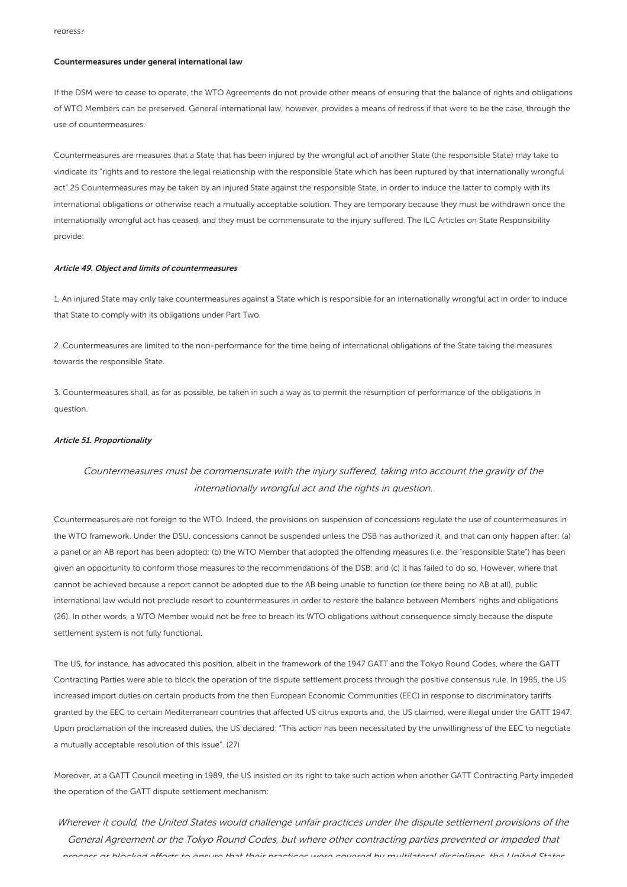redress?

**Countermeasures under general international law**

If the DSM were to cease to operate, the WTO Agreements do not provide other means of ensuring that the balance of rights and obligations of WTO Members can be preserved. General international law, however, provides a means of redress if that were to be the case, through the use of countermeasures.

Countermeasures are measures that a State that has been injured by the wrongful act of another State (the responsible State) may take to vindicate its "rights and to restore the legal relationship with the responsible State which has been ruptured by that internationally wrongful act".25 Countermeasures may be taken by an injured State against the responsible State, in order to induce the latter to comply with its international obligations or otherwise reach a mutually acceptable solution. They are temporary because they must be withdrawn once the internationally wrongful act has ceased, and they must be commensurate to the injury suffered. The ILC Articles on State Responsibility provide:

***Article 49. Object and limits of countermeasures***

1. An injured State may only take countermeasures against a State which is responsible for an internationally wrongful act in order to induce that State to comply with its obligations under Part Two.

2. Countermeasures are limited to the non-performance for the time being of international obligations of the State taking the measures towards the responsible State.

3. Countermeasures shall, as far as possible, be taken in such a way as to permit the resumption of performance of the obligations in question.

***Article 51. Proportionality***

> *Countermeasures must be commensurate with the injury suffered, taking into account the gravity of the internationally wrongful act and the rights in question.*

Countermeasures are not foreign to the WTO. Indeed, the provisions on suspension of concessions regulate the use of countermeasures in the WTO framework. Under the DSU, concessions cannot be suspended unless the DSB has authorized it, and that can only happen after: (a) a panel or an AB report has been adopted; (b) the WTO Member that adopted the offending measures (i.e. the "responsible State") has been given an opportunity to conform those measures to the recommendations of the DSB; and (c) it has failed to do so. However, where that cannot be achieved because a report cannot be adopted due to the AB being unable to function (or there being no AB at all), public international law would not preclude resort to countermeasures in order to restore the balance between Members' rights and obligations (26). In other words, a WTO Member would not be free to breach its WTO obligations without consequence simply because the dispute settlement system is not fully functional.

The US, for instance, has advocated this position, albeit in the framework of the 1947 GATT and the Tokyo Round Codes, where the GATT Contracting Parties were able to block the operation of the dispute settlement process through the positive consensus rule. In 1985, the US increased import duties on certain products from the then European Economic Communities (EEC) in response to discriminatory tariffs granted by the EEC to certain Mediterranean countries that affected US citrus exports and, the US claimed, were illegal under the GATT 1947. Upon proclamation of the increased duties, the US declared: "This action has been necessitated by the unwillingness of the EEC to negotiate a mutually acceptable resolution of this issue". (27)

Moreover, at a GATT Council meeting in 1989, the US insisted on its right to take such action when another GATT Contracting Party impeded the operation of the GATT dispute settlement mechanism:

> *Wherever it could, the United States would challenge unfair practices under the dispute settlement provisions of the General Agreement or the Tokyo Round Codes, but where other contracting parties prevented or impeded that process or blocked efforts to ensure that their practices were covered by multilateral disciplines, the United States*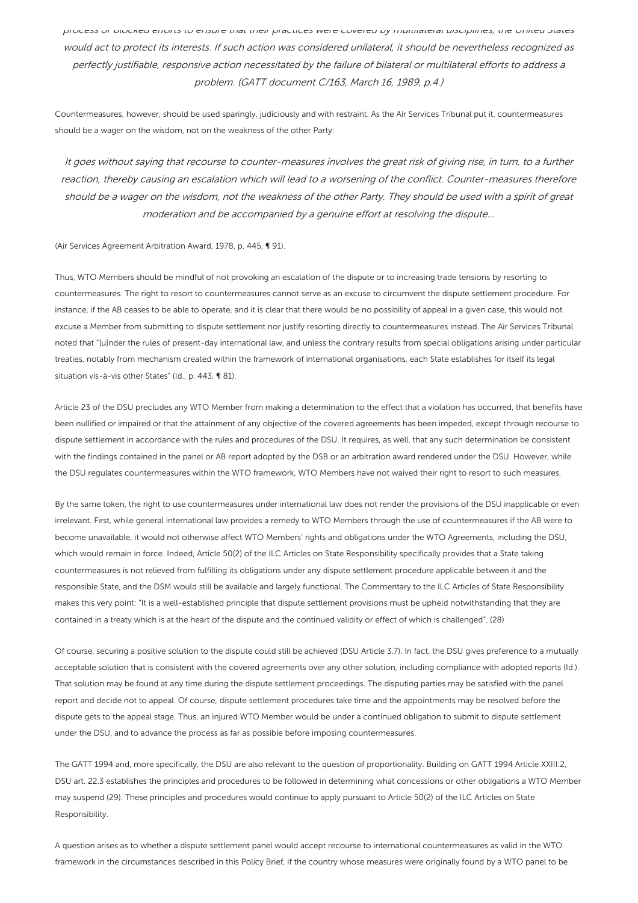*process or blocked efforts to ensure that their practices were covered by multilateral disciplines, the United States would act to protect its interests. If such action was considered unilateral, it should be nevertheless recognized as perfectly justifiable, responsive action necessitated by the failure of bilateral or multilateral efforts to address a problem. (GATT document C/163, March 16, 1989, p.4.)*

Countermeasures, however, should be used sparingly, judiciously and with restraint. As the Air Services Tribunal put it, countermeasures should be a wager on the wisdom, not on the weakness of the other Party:

*It goes without saying that recourse to counter-measures involves the great risk of giving rise, in turn, to a further reaction, thereby causing an escalation which will lead to a worsening of the conflict. Counter-measures therefore should be a wager on the wisdom, not the weakness of the other Party. They should be used with a spirit of great moderation and be accompanied by a genuine effort at resolving the dispute...*

(Air Services Agreement Arbitration Award, 1978, p. 445, ¶ 91).

Thus, WTO Members should be mindful of not provoking an escalation of the dispute or to increasing trade tensions by resorting to countermeasures. The right to resort to countermeasures cannot serve as an excuse to circumvent the dispute settlement procedure. For instance, if the AB ceases to be able to operate, and it is clear that there would be no possibility of appeal in a given case, this would not excuse a Member from submitting to dispute settlement nor justify resorting directly to countermeasures instead. The Air Services Tribunal noted that "[u]nder the rules of present-day international law, and unless the contrary results from special obligations arising under particular treaties, notably from mechanism created within the framework of international organisations, each State establishes for itself its legal situation vis-à-vis other States" (Id., p. 443, ¶ 81).

Article 23 of the DSU precludes any WTO Member from making a determination to the effect that a violation has occurred, that benefits have been nullified or impaired or that the attainment of any objective of the covered agreements has been impeded, except through recourse to dispute settlement in accordance with the rules and procedures of the DSU. It requires, as well, that any such determination be consistent with the findings contained in the panel or AB report adopted by the DSB or an arbitration award rendered under the DSU. However, while the DSU regulates countermeasures within the WTO framework, WTO Members have not waived their right to resort to such measures.

By the same token, the right to use countermeasures under international law does not render the provisions of the DSU inapplicable or even irrelevant. First, while general international law provides a remedy to WTO Members through the use of countermeasures if the AB were to become unavailable, it would not otherwise affect WTO Members' rights and obligations under the WTO Agreements, including the DSU, which would remain in force. Indeed, Article 50(2) of the ILC Articles on State Responsibility specifically provides that a State taking countermeasures is not relieved from fulfilling its obligations under any dispute settlement procedure applicable between it and the responsible State, and the DSM would still be available and largely functional. The Commentary to the ILC Articles of State Responsibility makes this very point: "It is a well-established principle that dispute settlement provisions must be upheld notwithstanding that they are contained in a treaty which is at the heart of the dispute and the continued validity or effect of which is challenged". (28)

Of course, securing a positive solution to the dispute could still be achieved (DSU Article 3.7). In fact, the DSU gives preference to a mutually acceptable solution that is consistent with the covered agreements over any other solution, including compliance with adopted reports (Id.). That solution may be found at any time during the dispute settlement proceedings. The disputing parties may be satisfied with the panel report and decide not to appeal. Of course, dispute settlement procedures take time and the appointments may be resolved before the dispute gets to the appeal stage. Thus, an injured WTO Member would be under a continued obligation to submit to dispute settlement under the DSU, and to advance the process as far as possible before imposing countermeasures.

The GATT 1994 and, more specifically, the DSU are also relevant to the question of proportionality. Building on GATT 1994 Article XXIII:2, DSU art. 22.3 establishes the principles and procedures to be followed in determining what concessions or other obligations a WTO Member may suspend (29). These principles and procedures would continue to apply pursuant to Article 50(2) of the ILC Articles on State Responsibility.

A question arises as to whether a dispute settlement panel would accept recourse to international countermeasures as valid in the WTO framework in the circumstances described in this Policy Brief, if the country whose measures were originally found by a WTO panel to be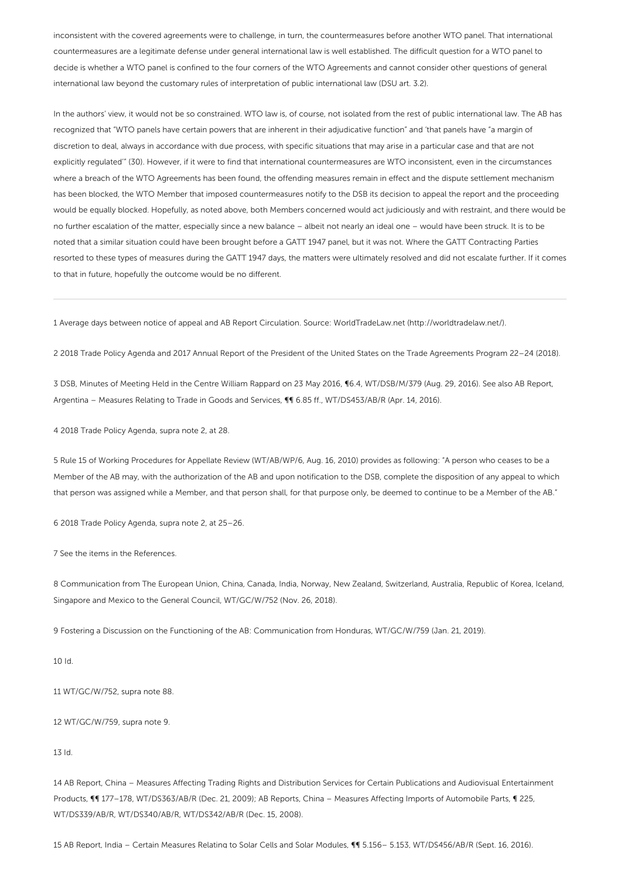inconsistent with the covered agreements were to challenge, in turn, the countermeasures before another WTO panel. That international countermeasures are a legitimate defense under general international law is well established. The difficult question for a WTO panel to decide is whether a WTO panel is confined to the four corners of the WTO Agreements and cannot consider other questions of general international law beyond the customary rules of interpretation of public international law (DSU art. 3.2).

In the authors' view, it would not be so constrained. WTO law is, of course, not isolated from the rest of public international law. The AB has recognized that "WTO panels have certain powers that are inherent in their adjudicative function" and 'that panels have "a margin of discretion to deal, always in accordance with due process, with specific situations that may arise in a particular case and that are not explicitly regulated'" (30). However, if it were to find that international countermeasures are WTO inconsistent, even in the circumstances where a breach of the WTO Agreements has been found, the offending measures remain in effect and the dispute settlement mechanism has been blocked, the WTO Member that imposed countermeasures notify to the DSB its decision to appeal the report and the proceeding would be equally blocked. Hopefully, as noted above, both Members concerned would act judiciously and with restraint, and there would be no further escalation of the matter, especially since a new balance – albeit not nearly an ideal one – would have been struck. It is to be noted that a similar situation could have been brought before a GATT 1947 panel, but it was not. Where the GATT Contracting Parties resorted to these types of measures during the GATT 1947 days, the matters were ultimately resolved and did not escalate further. If it comes to that in future, hopefully the outcome would be no different.

---

1 Average days between notice of appeal and AB Report Circulation. Source: WorldTradeLaw.net (http://worldtradelaw.net/).

2 2018 Trade Policy Agenda and 2017 Annual Report of the President of the United States on the Trade Agreements Program 22–24 (2018).

3 DSB, Minutes of Meeting Held in the Centre William Rappard on 23 May 2016, ¶6.4, WT/DSB/M/379 (Aug. 29, 2016). See also AB Report, Argentina – Measures Relating to Trade in Goods and Services, ¶¶ 6.85 ff., WT/DS453/AB/R (Apr. 14, 2016).

4 2018 Trade Policy Agenda, supra note 2, at 28.

5 Rule 15 of Working Procedures for Appellate Review (WT/AB/WP/6, Aug. 16, 2010) provides as following: "A person who ceases to be a Member of the AB may, with the authorization of the AB and upon notification to the DSB, complete the disposition of any appeal to which that person was assigned while a Member, and that person shall, for that purpose only, be deemed to continue to be a Member of the AB."

6 2018 Trade Policy Agenda, supra note 2, at 25–26.

7 See the items in the References.

8 Communication from The European Union, China, Canada, India, Norway, New Zealand, Switzerland, Australia, Republic of Korea, Iceland, Singapore and Mexico to the General Council, WT/GC/W/752 (Nov. 26, 2018).

9 Fostering a Discussion on the Functioning of the AB: Communication from Honduras, WT/GC/W/759 (Jan. 21, 2019).

10 Id.

11 WT/GC/W/752, supra note 88.

12 WT/GC/W/759, supra note 9.

13 Id.

14 AB Report, China – Measures Affecting Trading Rights and Distribution Services for Certain Publications and Audiovisual Entertainment Products, ¶¶ 177–178, WT/DS363/AB/R (Dec. 21, 2009); AB Reports, China – Measures Affecting Imports of Automobile Parts, ¶ 225, WT/DS339/AB/R, WT/DS340/AB/R, WT/DS342/AB/R (Dec. 15, 2008).

15 AB Report, India – Certain Measures Relating to Solar Cells and Solar Modules, ¶¶ 5.156– 5.153, WT/DS456/AB/R (Sept. 16, 2016).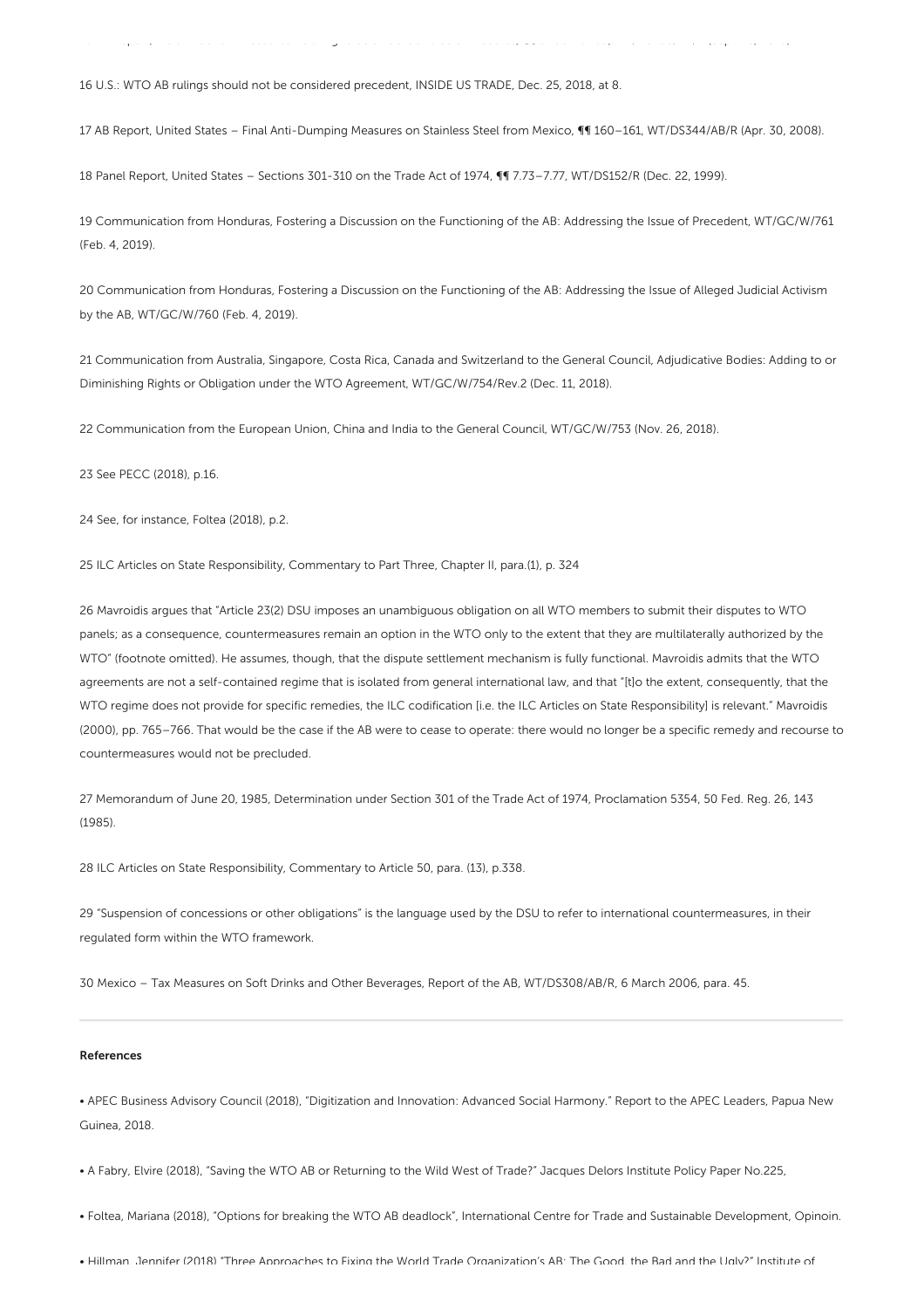16 U.S.: WTO AB rulings should not be considered precedent, INSIDE US TRADE, Dec. 25, 2018, at 8.

17 AB Report, United States – Final Anti-Dumping Measures on Stainless Steel from Mexico, ¶¶ 160–161, WT/DS344/AB/R (Apr. 30, 2008).

18 Panel Report, United States – Sections 301-310 on the Trade Act of 1974, ¶¶ 7.73–7.77, WT/DS152/R (Dec. 22, 1999).

19 Communication from Honduras, Fostering a Discussion on the Functioning of the AB: Addressing the Issue of Precedent, WT/GC/W/761 (Feb. 4, 2019).

20 Communication from Honduras, Fostering a Discussion on the Functioning of the AB: Addressing the Issue of Alleged Judicial Activism by the AB, WT/GC/W/760 (Feb. 4, 2019).

21 Communication from Australia, Singapore, Costa Rica, Canada and Switzerland to the General Council, Adjudicative Bodies: Adding to or Diminishing Rights or Obligation under the WTO Agreement, WT/GC/W/754/Rev.2 (Dec. 11, 2018).

22 Communication from the European Union, China and India to the General Council, WT/GC/W/753 (Nov. 26, 2018).

23 See PECC (2018), p.16.

24 See, for instance, Foltea (2018), p.2.

25 ILC Articles on State Responsibility, Commentary to Part Three, Chapter II, para.(1), p. 324

26 Mavroidis argues that "Article 23(2) DSU imposes an unambiguous obligation on all WTO members to submit their disputes to WTO panels; as a consequence, countermeasures remain an option in the WTO only to the extent that they are multilaterally authorized by the WTO" (footnote omitted). He assumes, though, that the dispute settlement mechanism is fully functional. Mavroidis admits that the WTO agreements are not a self-contained regime that is isolated from general international law, and that "[t]o the extent, consequently, that the WTO regime does not provide for specific remedies, the ILC codification [i.e. the ILC Articles on State Responsibility] is relevant." Mavroidis (2000), pp. 765–766. That would be the case if the AB were to cease to operate: there would no longer be a specific remedy and recourse to countermeasures would not be precluded.

27 Memorandum of June 20, 1985, Determination under Section 301 of the Trade Act of 1974, Proclamation 5354, 50 Fed. Reg. 26, 143 (1985).

28 ILC Articles on State Responsibility, Commentary to Article 50, para. (13), p.338.

29 "Suspension of concessions or other obligations" is the language used by the DSU to refer to international countermeasures, in their regulated form within the WTO framework.

30 Mexico – Tax Measures on Soft Drinks and Other Beverages, Report of the AB, WT/DS308/AB/R, 6 March 2006, para. 45.

---

**References**

- APEC Business Advisory Council (2018), "Digitization and Innovation: Advanced Social Harmony." Report to the APEC Leaders, Papua New Guinea, 2018.
- A Fabry, Elvire (2018), "Saving the WTO AB or Returning to the Wild West of Trade?" Jacques Delors Institute Policy Paper No.225,
- Foltea, Mariana (2018), "Options for breaking the WTO AB deadlock", International Centre for Trade and Sustainable Development, Opinoin.
- Hillman, Jennifer (2018) "Three Approaches to Fixing the World Trade Organization's AB: The Good, the Bad and the Ugly?" Institute of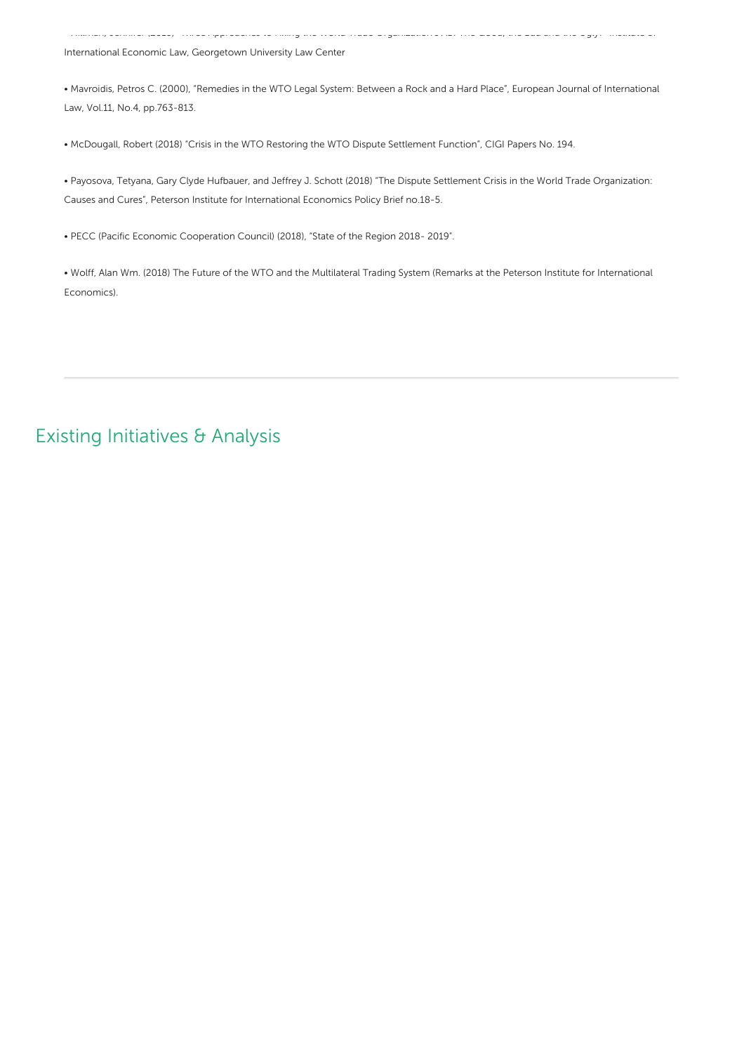• Hillman, Jennifer (2018) "Three Approaches to Fixing the World Trade Organization's AB: The Good, the Bad and the Ugly?" Institute of International Economic Law, Georgetown University Law Center

• Mavroidis, Petros C. (2000), "Remedies in the WTO Legal System: Between a Rock and a Hard Place", European Journal of International Law, Vol.11, No.4, pp.763-813.

• McDougall, Robert (2018) "Crisis in the WTO Restoring the WTO Dispute Settlement Function", CIGI Papers No. 194.

• Payosova, Tetyana, Gary Clyde Hufbauer, and Jeffrey J. Schott (2018) "The Dispute Settlement Crisis in the World Trade Organization: Causes and Cures", Peterson Institute for International Economics Policy Brief no.18-5.

• PECC (Pacific Economic Cooperation Council) (2018), "State of the Region 2018- 2019".

• Wolff, Alan Wm. (2018) The Future of the WTO and the Multilateral Trading System (Remarks at the Peterson Institute for International Economics).

---

## Existing Initiatives & Analysis